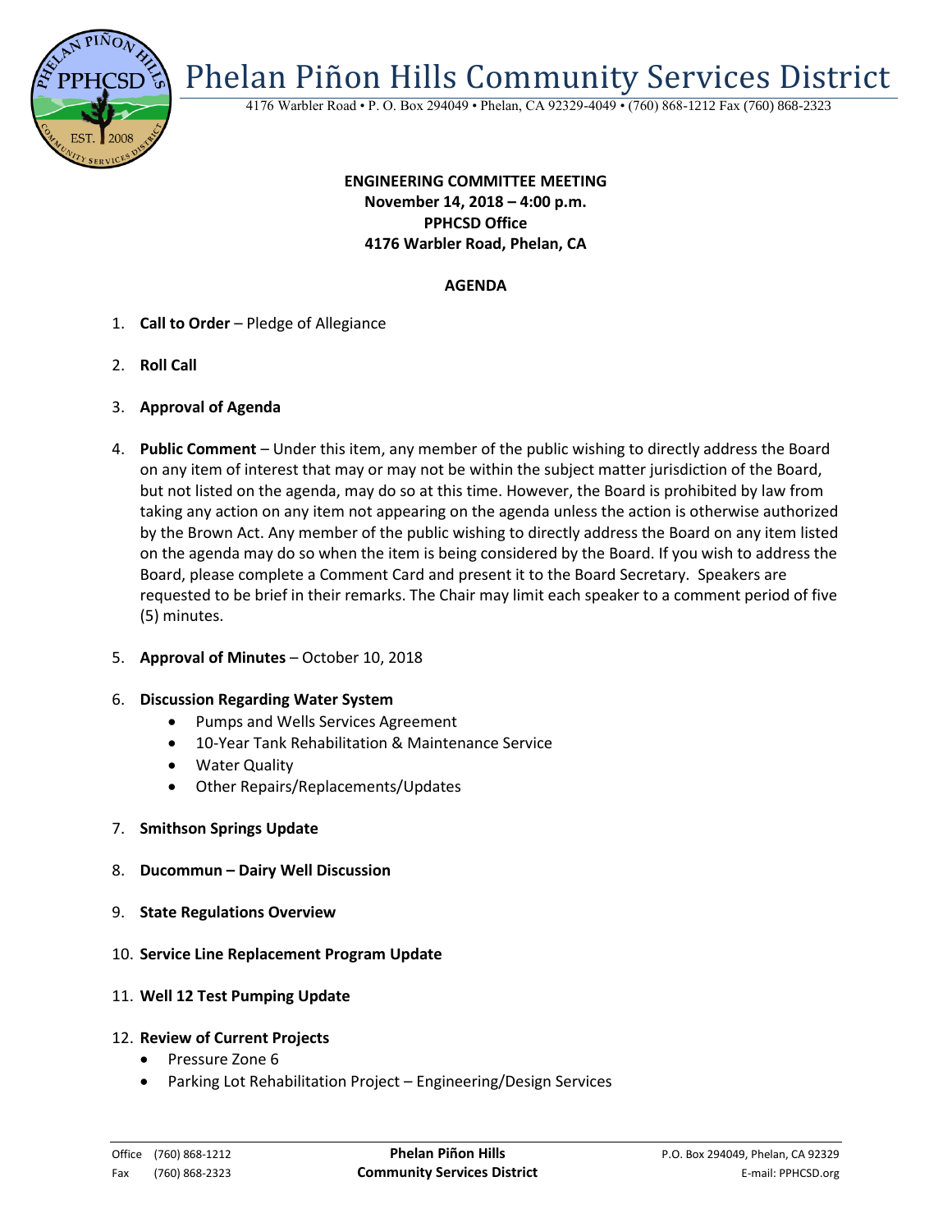# Phelan Piñon Hills Community Services District

4176 Warbler Road • P. O. Box 294049 • Phelan, CA 92329-4049 • (760) 868-1212 Fax (760) 868-2323

**ENGINEERING COMMITTEE MEETING**
**November 14, 2018 – 4:00 p.m.**
**PPHCSD Office**
**4176 Warbler Road, Phelan, CA**

**AGENDA**

1. **Call to Order** – Pledge of Allegiance

2. **Roll Call**

3. **Approval of Agenda**

4. **Public Comment** – Under this item, any member of the public wishing to directly address the Board on any item of interest that may or may not be within the subject matter jurisdiction of the Board, but not listed on the agenda, may do so at this time. However, the Board is prohibited by law from taking any action on any item not appearing on the agenda unless the action is otherwise authorized by the Brown Act. Any member of the public wishing to directly address the Board on any item listed on the agenda may do so when the item is being considered by the Board. If you wish to address the Board, please complete a Comment Card and present it to the Board Secretary. Speakers are requested to be brief in their remarks. The Chair may limit each speaker to a comment period of five (5) minutes.

5. **Approval of Minutes** – October 10, 2018

6. **Discussion Regarding Water System**
   - Pumps and Wells Services Agreement
   - 10-Year Tank Rehabilitation & Maintenance Service
   - Water Quality
   - Other Repairs/Replacements/Updates

7. **Smithson Springs Update**

8. **Ducommun – Dairy Well Discussion**

9. **State Regulations Overview**

10. **Service Line Replacement Program Update**

11. **Well 12 Test Pumping Update**

12. **Review of Current Projects**
    - Pressure Zone 6
    - Parking Lot Rehabilitation Project – Engineering/Design Services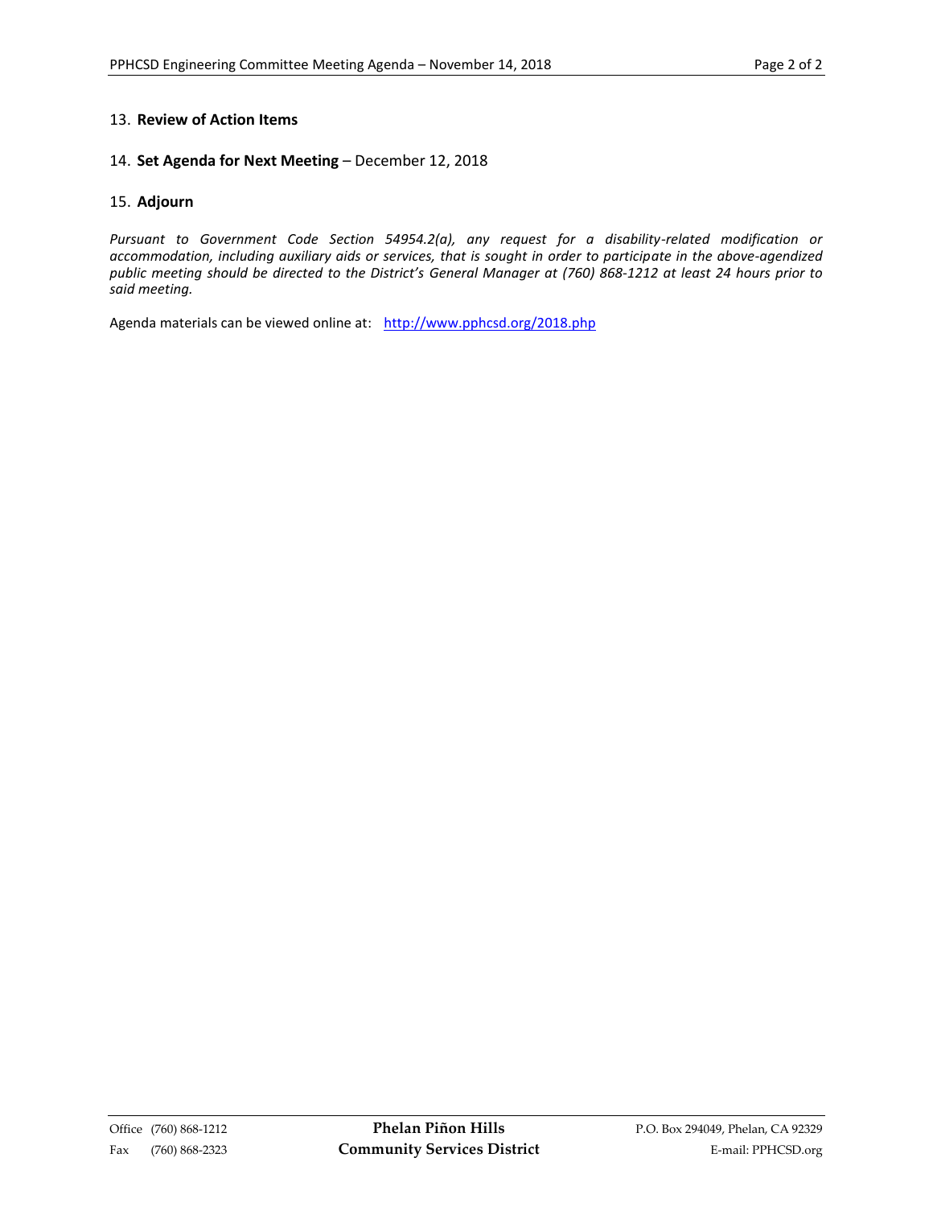13. **Review of Action Items**

14. **Set Agenda for Next Meeting** – December 12, 2018

15. **Adjourn**

*Pursuant to Government Code Section 54954.2(a), any request for a disability-related modification or accommodation, including auxiliary aids or services, that is sought in order to participate in the above-agendized public meeting should be directed to the District's General Manager at (760) 868-1212 at least 24 hours prior to said meeting.*

Agenda materials can be viewed online at: http://www.pphcsd.org/2018.php